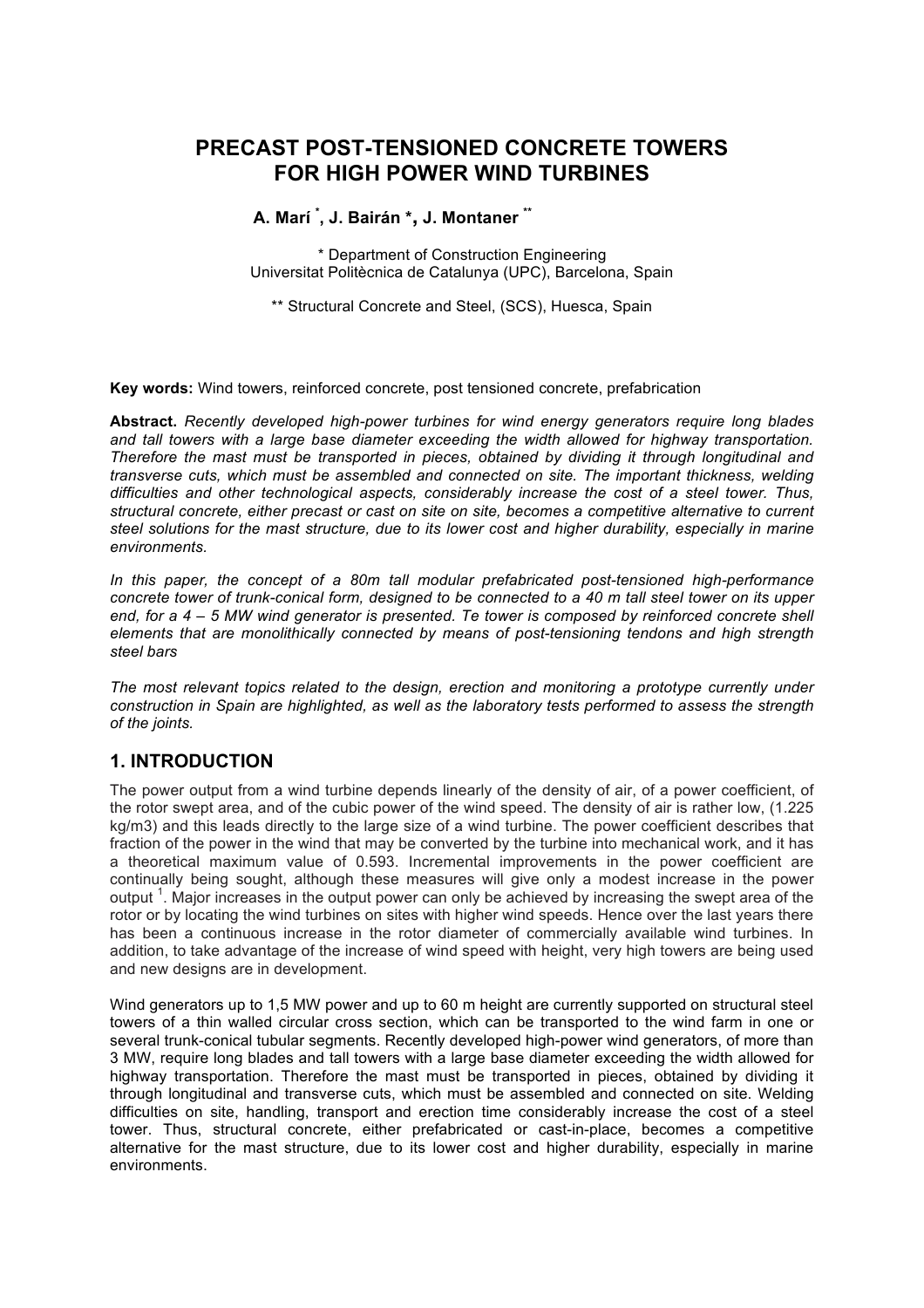# PRECAST POST-TENSIONED CONCRETE TOWERS FOR HIGH POWER WIND TURBINES

**A. Marí [*], J. Bairán [*], J. Montaner [**]**

[*] Department of Construction Engineering
Universitat Politècnica de Catalunya (UPC), Barcelona, Spain

[**] Structural Concrete and Steel, (SCS), Huesca, Spain

**Key words:** Wind towers, reinforced concrete, post tensioned concrete, prefabrication

**Abstract.** *Recently developed high-power turbines for wind energy generators require long blades and tall towers with a large base diameter exceeding the width allowed for highway transportation. Therefore the mast must be transported in pieces, obtained by dividing it through longitudinal and transverse cuts, which must be assembled and connected on site. The important thickness, welding difficulties and other technological aspects, considerably increase the cost of a steel tower. Thus, structural concrete, either precast or cast on site on site, becomes a competitive alternative to current steel solutions for the mast structure, due to its lower cost and higher durability, especially in marine environments.*

*In this paper, the concept of a 80m tall modular prefabricated post-tensioned high-performance concrete tower of trunk-conical form, designed to be connected to a 40 m tall steel tower on its upper end, for a 4 – 5 MW wind generator is presented. Te tower is composed by reinforced concrete shell elements that are monolithically connected by means of post-tensioning tendons and high strength steel bars*

*The most relevant topics related to the design, erection and monitoring a prototype currently under construction in Spain are highlighted, as well as the laboratory tests performed to assess the strength of the joints.*

## 1. INTRODUCTION

The power output from a wind turbine depends linearly of the density of air, of a power coefficient, of the rotor swept area, and of the cubic power of the wind speed. The density of air is rather low, (1.225 kg/m3) and this leads directly to the large size of a wind turbine. The power coefficient describes that fraction of the power in the wind that may be converted by the turbine into mechanical work, and it has a theoretical maximum value of 0.593. Incremental improvements in the power coefficient are continually being sought, although these measures will give only a modest increase in the power output [1]. Major increases in the output power can only be achieved by increasing the swept area of the rotor or by locating the wind turbines on sites with higher wind speeds. Hence over the last years there has been a continuous increase in the rotor diameter of commercially available wind turbines. In addition, to take advantage of the increase of wind speed with height, very high towers are being used and new designs are in development.

Wind generators up to 1,5 MW power and up to 60 m height are currently supported on structural steel towers of a thin walled circular cross section, which can be transported to the wind farm in one or several trunk-conical tubular segments. Recently developed high-power wind generators, of more than 3 MW, require long blades and tall towers with a large base diameter exceeding the width allowed for highway transportation. Therefore the mast must be transported in pieces, obtained by dividing it through longitudinal and transverse cuts, which must be assembled and connected on site. Welding difficulties on site, handling, transport and erection time considerably increase the cost of a steel tower. Thus, structural concrete, either prefabricated or cast-in-place, becomes a competitive alternative for the mast structure, due to its lower cost and higher durability, especially in marine environments.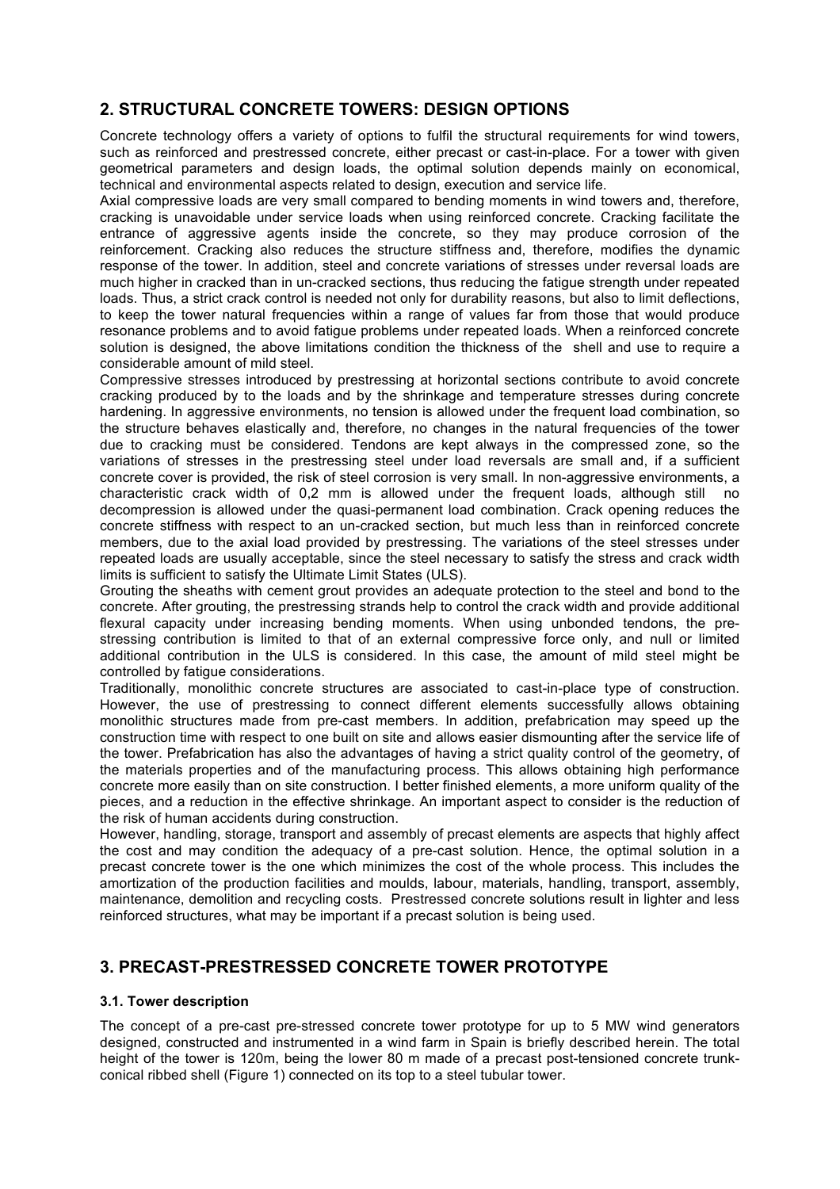## 2. STRUCTURAL CONCRETE TOWERS: DESIGN OPTIONS

Concrete technology offers a variety of options to fulfil the structural requirements for wind towers, such as reinforced and prestressed concrete, either precast or cast-in-place. For a tower with given geometrical parameters and design loads, the optimal solution depends mainly on economical, technical and environmental aspects related to design, execution and service life.

Axial compressive loads are very small compared to bending moments in wind towers and, therefore, cracking is unavoidable under service loads when using reinforced concrete. Cracking facilitate the entrance of aggressive agents inside the concrete, so they may produce corrosion of the reinforcement. Cracking also reduces the structure stiffness and, therefore, modifies the dynamic response of the tower. In addition, steel and concrete variations of stresses under reversal loads are much higher in cracked than in un-cracked sections, thus reducing the fatigue strength under repeated loads. Thus, a strict crack control is needed not only for durability reasons, but also to limit deflections, to keep the tower natural frequencies within a range of values far from those that would produce resonance problems and to avoid fatigue problems under repeated loads. When a reinforced concrete solution is designed, the above limitations condition the thickness of the shell and use to require a considerable amount of mild steel.

Compressive stresses introduced by prestressing at horizontal sections contribute to avoid concrete cracking produced by to the loads and by the shrinkage and temperature stresses during concrete hardening. In aggressive environments, no tension is allowed under the frequent load combination, so the structure behaves elastically and, therefore, no changes in the natural frequencies of the tower due to cracking must be considered. Tendons are kept always in the compressed zone, so the variations of stresses in the prestressing steel under load reversals are small and, if a sufficient concrete cover is provided, the risk of steel corrosion is very small. In non-aggressive environments, a characteristic crack width of 0,2 mm is allowed under the frequent loads, although still no decompression is allowed under the quasi-permanent load combination. Crack opening reduces the concrete stiffness with respect to an un-cracked section, but much less than in reinforced concrete members, due to the axial load provided by prestressing. The variations of the steel stresses under repeated loads are usually acceptable, since the steel necessary to satisfy the stress and crack width limits is sufficient to satisfy the Ultimate Limit States (ULS).

Grouting the sheaths with cement grout provides an adequate protection to the steel and bond to the concrete. After grouting, the prestressing strands help to control the crack width and provide additional flexural capacity under increasing bending moments. When using unbonded tendons, the prestressing contribution is limited to that of an external compressive force only, and null or limited additional contribution in the ULS is considered. In this case, the amount of mild steel might be controlled by fatigue considerations.

Traditionally, monolithic concrete structures are associated to cast-in-place type of construction. However, the use of prestressing to connect different elements successfully allows obtaining monolithic structures made from pre-cast members. In addition, prefabrication may speed up the construction time with respect to one built on site and allows easier dismounting after the service life of the tower. Prefabrication has also the advantages of having a strict quality control of the geometry, of the materials properties and of the manufacturing process. This allows obtaining high performance concrete more easily than on site construction. I better finished elements, a more uniform quality of the pieces, and a reduction in the effective shrinkage. An important aspect to consider is the reduction of the risk of human accidents during construction.

However, handling, storage, transport and assembly of precast elements are aspects that highly affect the cost and may condition the adequacy of a pre-cast solution. Hence, the optimal solution in a precast concrete tower is the one which minimizes the cost of the whole process. This includes the amortization of the production facilities and moulds, labour, materials, handling, transport, assembly, maintenance, demolition and recycling costs. Prestressed concrete solutions result in lighter and less reinforced structures, what may be important if a precast solution is being used.

## 3. PRECAST-PRESTRESSED CONCRETE TOWER PROTOTYPE

### 3.1. Tower description

The concept of a pre-cast pre-stressed concrete tower prototype for up to 5 MW wind generators designed, constructed and instrumented in a wind farm in Spain is briefly described herein. The total height of the tower is 120m, being the lower 80 m made of a precast post-tensioned concrete trunk-conical ribbed shell (Figure 1) connected on its top to a steel tubular tower.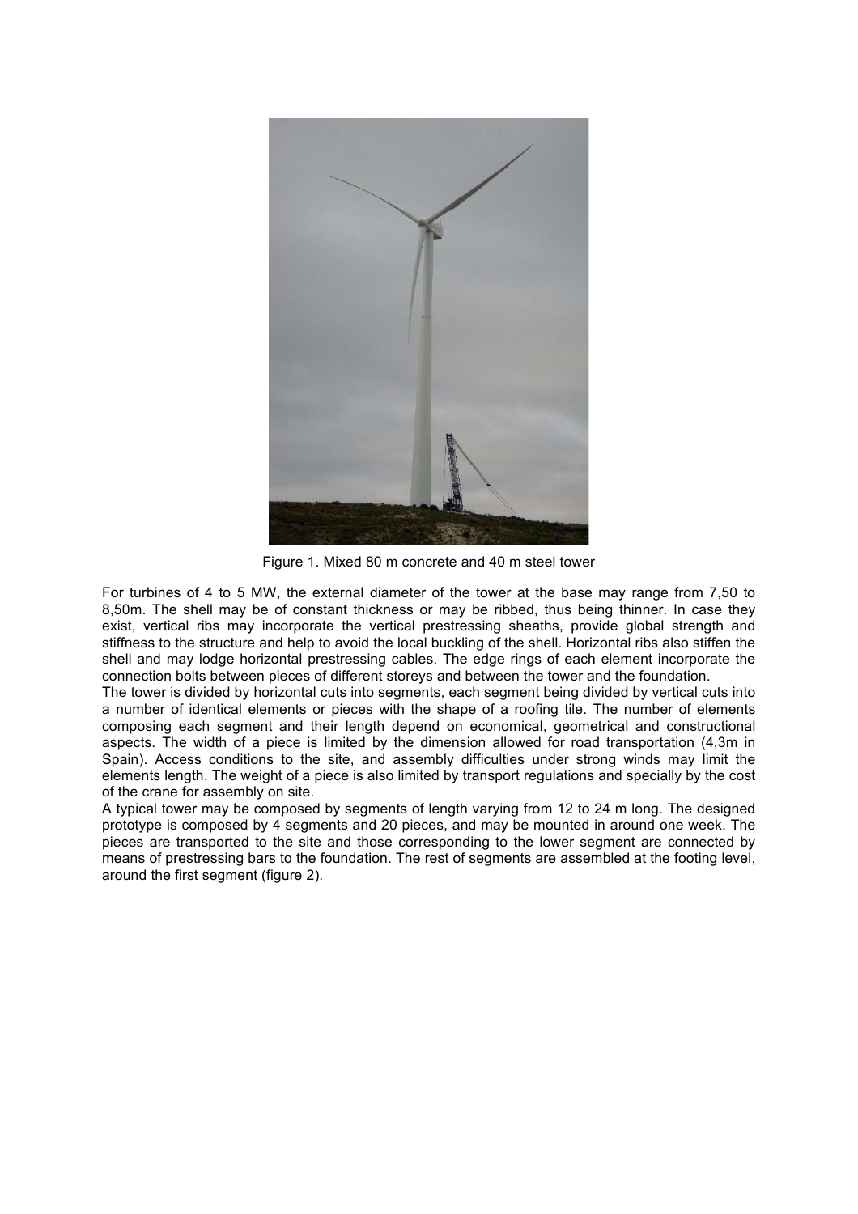Figure 1. Mixed 80 m concrete and 40 m steel tower

For turbines of 4 to 5 MW, the external diameter of the tower at the base may range from 7,50 to 8,50m. The shell may be of constant thickness or may be ribbed, thus being thinner. In case they exist, vertical ribs may incorporate the vertical prestressing sheaths, provide global strength and stiffness to the structure and help to avoid the local buckling of the shell. Horizontal ribs also stiffen the shell and may lodge horizontal prestressing cables. The edge rings of each element incorporate the connection bolts between pieces of different storeys and between the tower and the foundation.

The tower is divided by horizontal cuts into segments, each segment being divided by vertical cuts into a number of identical elements or pieces with the shape of a roofing tile. The number of elements composing each segment and their length depend on economical, geometrical and constructional aspects. The width of a piece is limited by the dimension allowed for road transportation (4,3m in Spain). Access conditions to the site, and assembly difficulties under strong winds may limit the elements length. The weight of a piece is also limited by transport regulations and specially by the cost of the crane for assembly on site.

A typical tower may be composed by segments of length varying from 12 to 24 m long. The designed prototype is composed by 4 segments and 20 pieces, and may be mounted in around one week. The pieces are transported to the site and those corresponding to the lower segment are connected by means of prestressing bars to the foundation. The rest of segments are assembled at the footing level, around the first segment (figure 2).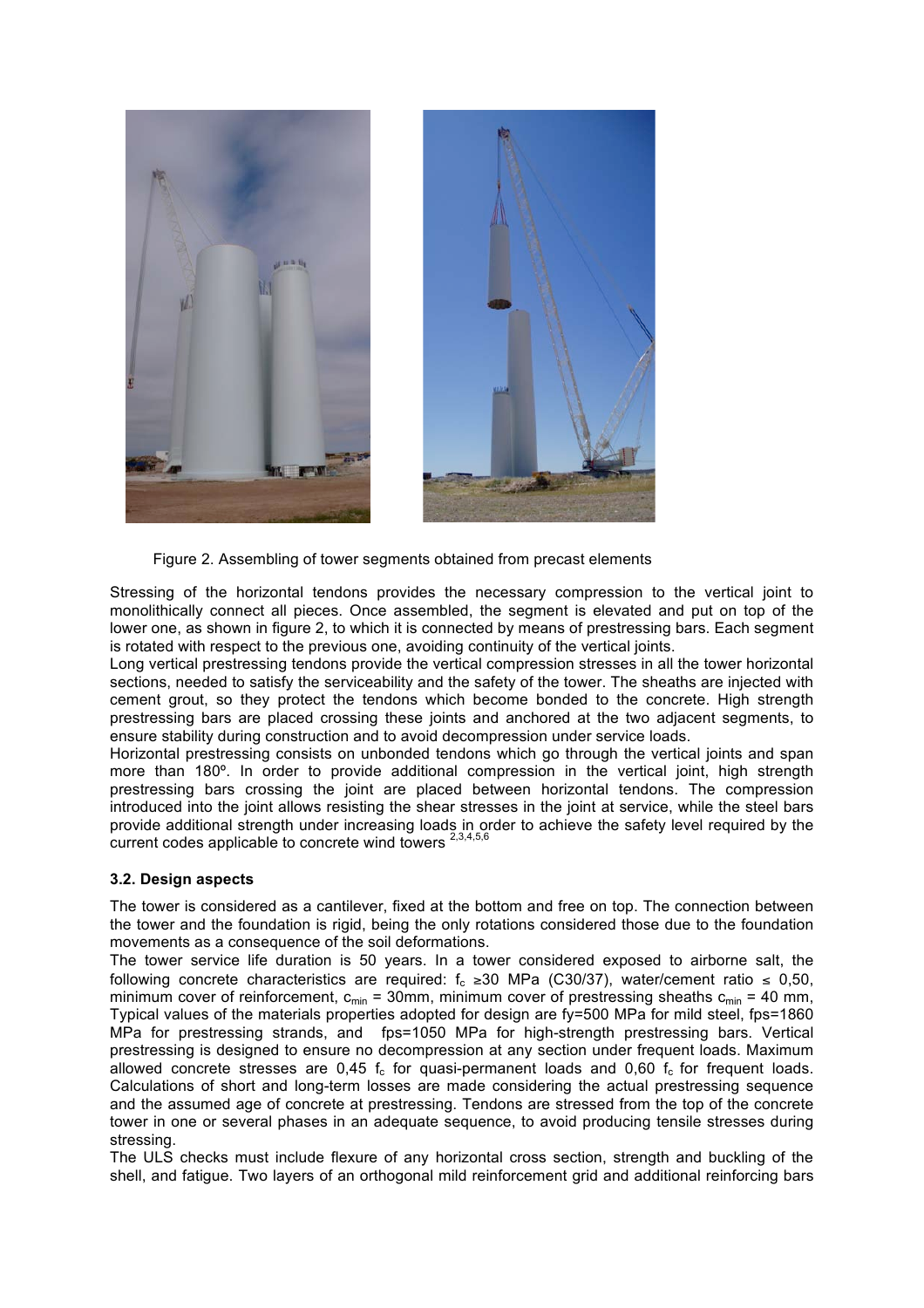Figure 2. Assembling of tower segments obtained from precast elements

Stressing of the horizontal tendons provides the necessary compression to the vertical joint to monolithically connect all pieces. Once assembled, the segment is elevated and put on top of the lower one, as shown in figure 2, to which it is connected by means of prestressing bars. Each segment is rotated with respect to the previous one, avoiding continuity of the vertical joints.

Long vertical prestressing tendons provide the vertical compression stresses in all the tower horizontal sections, needed to satisfy the serviceability and the safety of the tower. The sheaths are injected with cement grout, so they protect the tendons which become bonded to the concrete. High strength prestressing bars are placed crossing these joints and anchored at the two adjacent segments, to ensure stability during construction and to avoid decompression under service loads.

Horizontal prestressing consists on unbonded tendons which go through the vertical joints and span more than 180º. In order to provide additional compression in the vertical joint, high strength prestressing bars crossing the joint are placed between horizontal tendons. The compression introduced into the joint allows resisting the shear stresses in the joint at service, while the steel bars provide additional strength under increasing loads in order to achieve the safety level required by the current codes applicable to concrete wind towers [2,3,4,5,6]

### 3.2. Design aspects

The tower is considered as a cantilever, fixed at the bottom and free on top. The connection between the tower and the foundation is rigid, being the only rotations considered those due to the foundation movements as a consequence of the soil deformations.

The tower service life duration is 50 years. In a tower considered exposed to airborne salt, the following concrete characteristics are required: $f_c \geq 30$ MPa (C30/37), water/cement ratio $\leq 0,50$, minimum cover of reinforcement, $c_{min}$ = 30mm, minimum cover of prestressing sheaths $c_{min}$ = 40 mm, Typical values of the materials properties adopted for design are fy=500 MPa for mild steel, fps=1860 MPa for prestressing strands, and fps=1050 MPa for high-strength prestressing bars. Vertical prestressing is designed to ensure no decompression at any section under frequent loads. Maximum allowed concrete stresses are 0,45 $f_c$ for quasi-permanent loads and 0,60 $f_c$ for frequent loads. Calculations of short and long-term losses are made considering the actual prestressing sequence and the assumed age of concrete at prestressing. Tendons are stressed from the top of the concrete tower in one or several phases in an adequate sequence, to avoid producing tensile stresses during stressing.

The ULS checks must include flexure of any horizontal cross section, strength and buckling of the shell, and fatigue. Two layers of an orthogonal mild reinforcement grid and additional reinforcing bars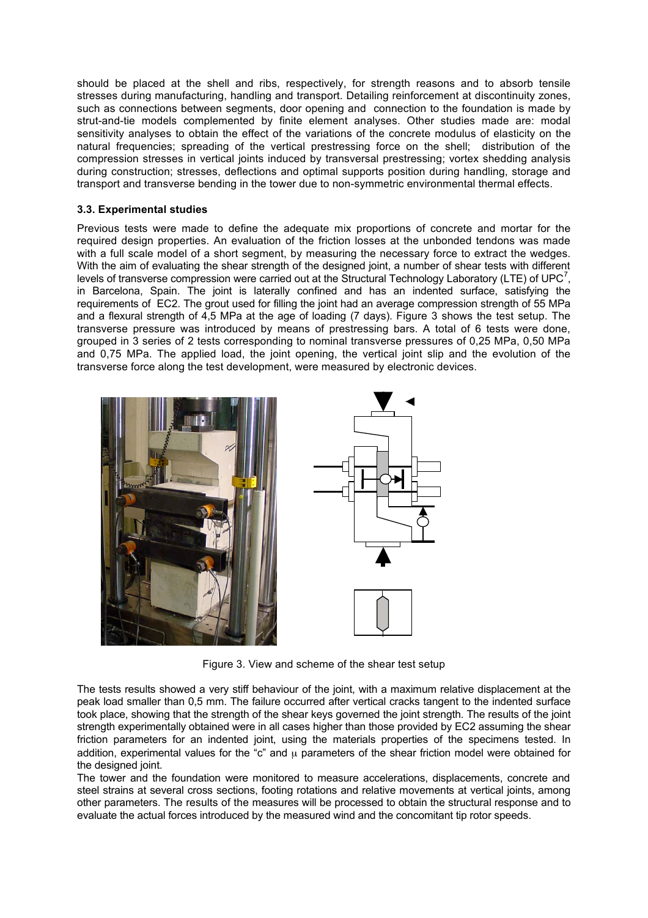should be placed at the shell and ribs, respectively, for strength reasons and to absorb tensile stresses during manufacturing, handling and transport. Detailing reinforcement at discontinuity zones, such as connections between segments, door opening and connection to the foundation is made by strut-and-tie models complemented by finite element analyses. Other studies made are: modal sensitivity analyses to obtain the effect of the variations of the concrete modulus of elasticity on the natural frequencies; spreading of the vertical prestressing force on the shell; distribution of the compression stresses in vertical joints induced by transversal prestressing; vortex shedding analysis during construction; stresses, deflections and optimal supports position during handling, storage and transport and transverse bending in the tower due to non-symmetric environmental thermal effects.

### 3.3. Experimental studies

Previous tests were made to define the adequate mix proportions of concrete and mortar for the required design properties. An evaluation of the friction losses at the unbonded tendons was made with a full scale model of a short segment, by measuring the necessary force to extract the wedges. With the aim of evaluating the shear strength of the designed joint, a number of shear tests with different levels of transverse compression were carried out at the Structural Technology Laboratory (LTE) of UPC[7], in Barcelona, Spain. The joint is laterally confined and has an indented surface, satisfying the requirements of EC2. The grout used for filling the joint had an average compression strength of 55 MPa and a flexural strength of 4,5 MPa at the age of loading (7 days). Figure 3 shows the test setup. The transverse pressure was introduced by means of prestressing bars. A total of 6 tests were done, grouped in 3 series of 2 tests corresponding to nominal transverse pressures of 0,25 MPa, 0,50 MPa and 0,75 MPa. The applied load, the joint opening, the vertical joint slip and the evolution of the transverse force along the test development, were measured by electronic devices.

Figure 3. View and scheme of the shear test setup

The tests results showed a very stiff behaviour of the joint, with a maximum relative displacement at the peak load smaller than 0,5 mm. The failure occurred after vertical cracks tangent to the indented surface took place, showing that the strength of the shear keys governed the joint strength. The results of the joint strength experimentally obtained were in all cases higher than those provided by EC2 assuming the shear friction parameters for an indented joint, using the materials properties of the specimens tested. In addition, experimental values for the "c" and $\mu$ parameters of the shear friction model were obtained for the designed joint.

The tower and the foundation were monitored to measure accelerations, displacements, concrete and steel strains at several cross sections, footing rotations and relative movements at vertical joints, among other parameters. The results of the measures will be processed to obtain the structural response and to evaluate the actual forces introduced by the measured wind and the concomitant tip rotor speeds.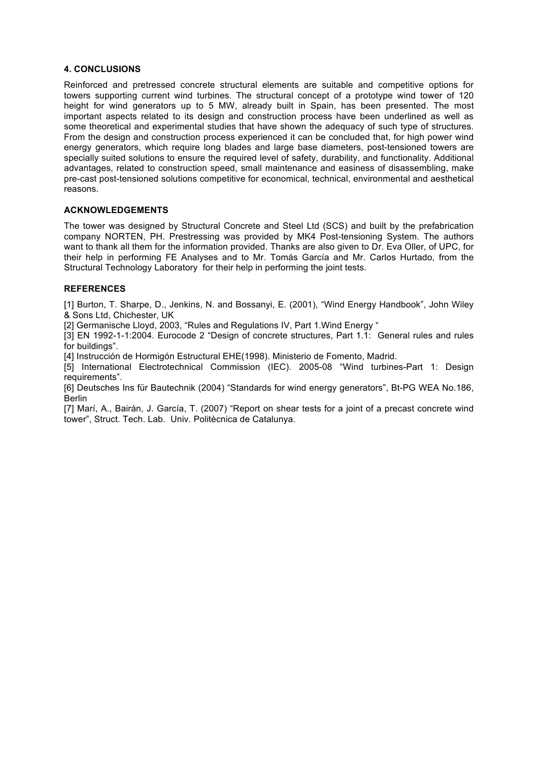## 4. CONCLUSIONS

Reinforced and pretressed concrete structural elements are suitable and competitive options for towers supporting current wind turbines. The structural concept of a prototype wind tower of 120 height for wind generators up to 5 MW, already built in Spain, has been presented. The most important aspects related to its design and construction process have been underlined as well as some theoretical and experimental studies that have shown the adequacy of such type of structures. From the design and construction process experienced it can be concluded that, for high power wind energy generators, which require long blades and large base diameters, post-tensioned towers are specially suited solutions to ensure the required level of safety, durability, and functionality. Additional advantages, related to construction speed, small maintenance and easiness of disassembling, make pre-cast post-tensioned solutions competitive for economical, technical, environmental and aesthetical reasons.

## ACKNOWLEDGEMENTS

The tower was designed by Structural Concrete and Steel Ltd (SCS) and built by the prefabrication company NORTEN, PH. Prestressing was provided by MK4 Post-tensioning System. The authors want to thank all them for the information provided. Thanks are also given to Dr. Eva Oller, of UPC, for their help in performing FE Analyses and to Mr. Tomás García and Mr. Carlos Hurtado, from the Structural Technology Laboratory for their help in performing the joint tests.

## REFERENCES

[1] Burton, T. Sharpe, D., Jenkins, N. and Bossanyi, E. (2001), "Wind Energy Handbook", John Wiley & Sons Ltd, Chichester, UK

[2] Germanische Lloyd, 2003, "Rules and Regulations IV, Part 1.Wind Energy "

[3] EN 1992-1-1:2004. Eurocode 2 "Design of concrete structures, Part 1.1: General rules and rules for buildings".

[4] Instrucción de Hormigón Estructural EHE(1998). Ministerio de Fomento, Madrid.

[5] International Electrotechnical Commission (IEC). 2005-08 "Wind turbines-Part 1: Design requirements".

[6] Deutsches Ins für Bautechnik (2004) "Standards for wind energy generators", Bt-PG WEA No.186, Berlin

[7] Marí, A., Bairán, J. García, T. (2007) "Report on shear tests for a joint of a precast concrete wind tower", Struct. Tech. Lab. Univ. Politècnica de Catalunya.